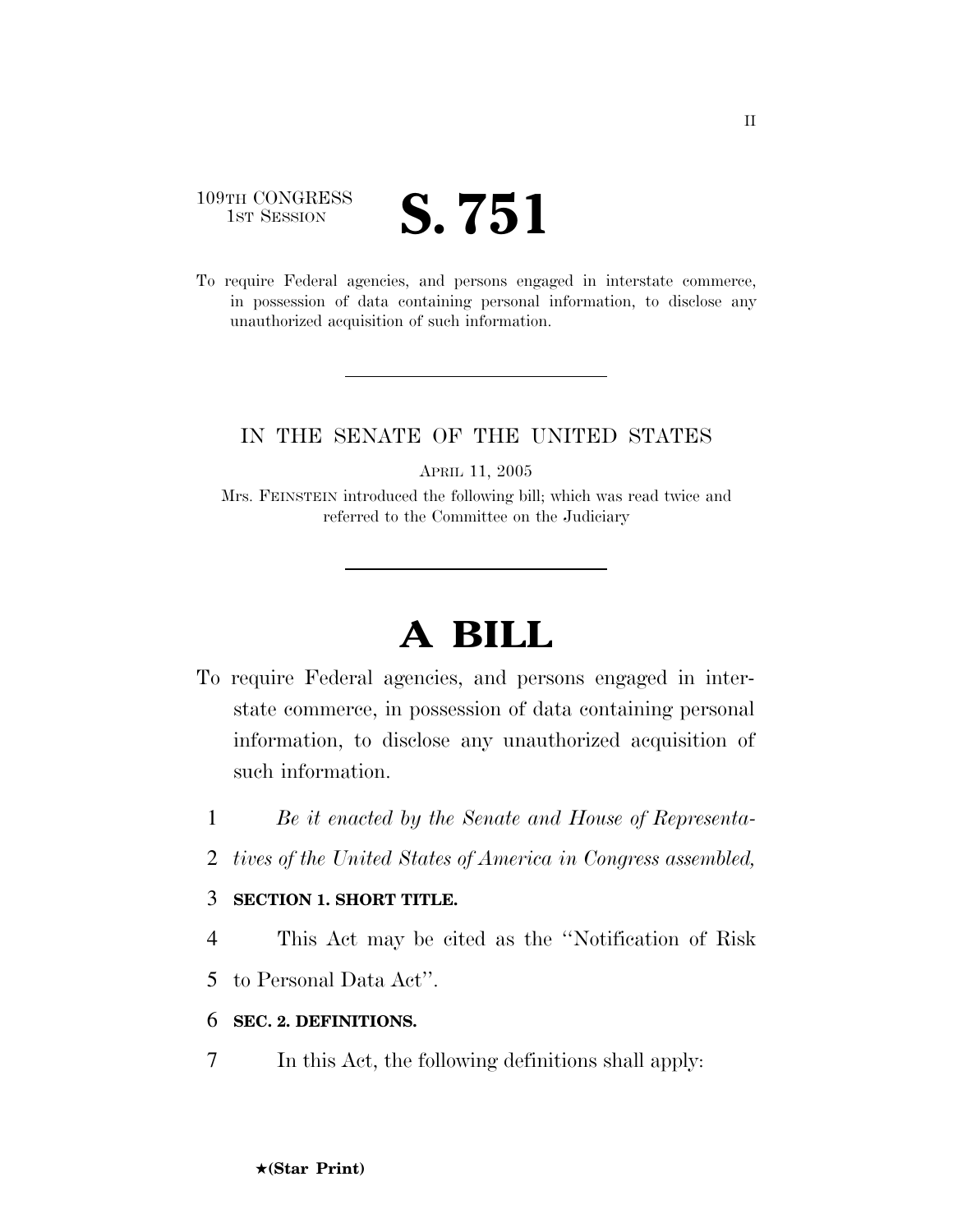109TH CONGRESS
1ST SESSION

# S. 751

To require Federal agencies, and persons engaged in interstate commerce, in possession of data containing personal information, to disclose any unauthorized acquisition of such information.

---

IN THE SENATE OF THE UNITED STATES

APRIL 11, 2005

Mrs. FEINSTEIN introduced the following bill; which was read twice and referred to the Committee on the Judiciary

---

# A BILL

To require Federal agencies, and persons engaged in interstate commerce, in possession of data containing personal information, to disclose any unauthorized acquisition of such information.

1 *Be it enacted by the Senate and House of Representa-*
2 *tives of the United States of America in Congress assembled,*

3 **SECTION 1. SHORT TITLE.**

4 This Act may be cited as the ''Notification of Risk
5 to Personal Data Act''.

6 **SEC. 2. DEFINITIONS.**

7 In this Act, the following definitions shall apply:

★(Star Print)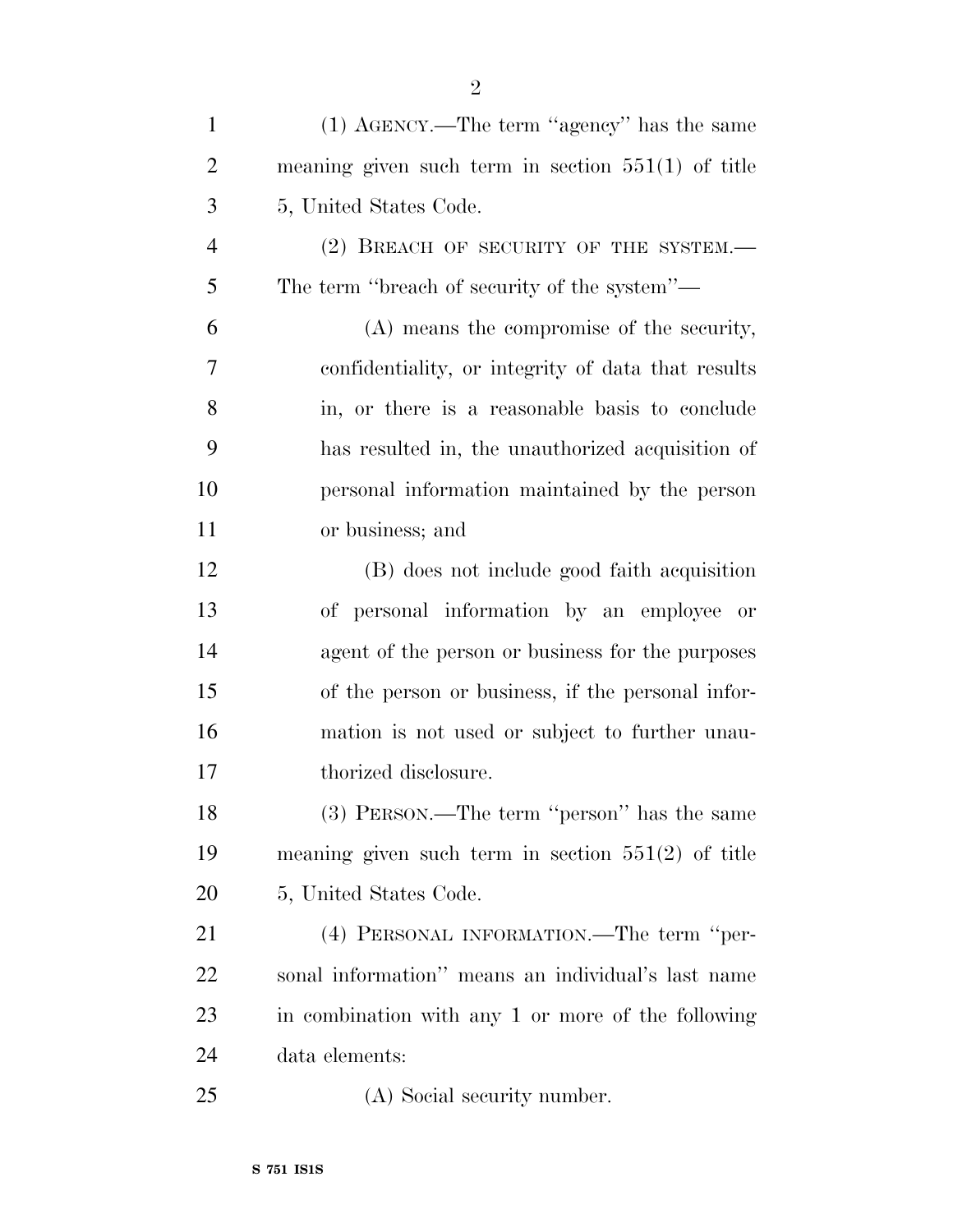(1) AGENCY.—The term ''agency'' has the same meaning given such term in section 551(1) of title 5, United States Code.

(2) BREACH OF SECURITY OF THE SYSTEM.—The term ''breach of security of the system''—

(A) means the compromise of the security, confidentiality, or integrity of data that results in, or there is a reasonable basis to conclude has resulted in, the unauthorized acquisition of personal information maintained by the person or business; and

(B) does not include good faith acquisition of personal information by an employee or agent of the person or business for the purposes of the person or business, if the personal information is not used or subject to further unauthorized disclosure.

(3) PERSON.—The term ''person'' has the same meaning given such term in section 551(2) of title 5, United States Code.

(4) PERSONAL INFORMATION.—The term ''personal information'' means an individual's last name in combination with any 1 or more of the following data elements:

(A) Social security number.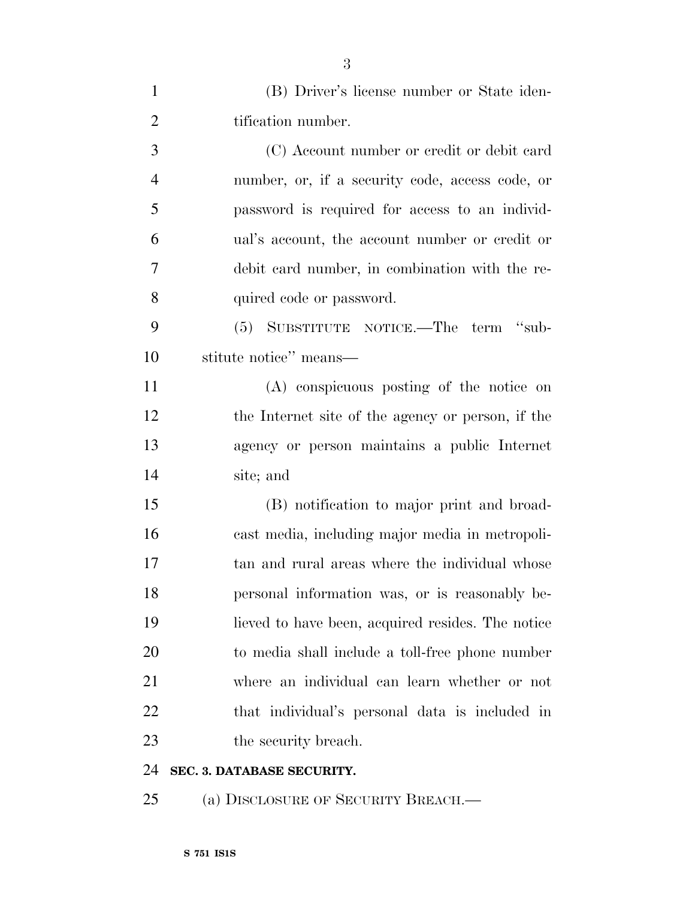(B) Driver's license number or State identification number.

(C) Account number or credit or debit card number, or, if a security code, access code, or password is required for access to an individual's account, the account number or credit or debit card number, in combination with the required code or password.

(5) SUBSTITUTE NOTICE.—The term "substitute notice" means—

(A) conspicuous posting of the notice on the Internet site of the agency or person, if the agency or person maintains a public Internet site; and

(B) notification to major print and broadcast media, including major media in metropolitan and rural areas where the individual whose personal information was, or is reasonably believed to have been, acquired resides. The notice to media shall include a toll-free phone number where an individual can learn whether or not that individual's personal data is included in the security breach.

**SEC. 3. DATABASE SECURITY.**

(a) DISCLOSURE OF SECURITY BREACH.—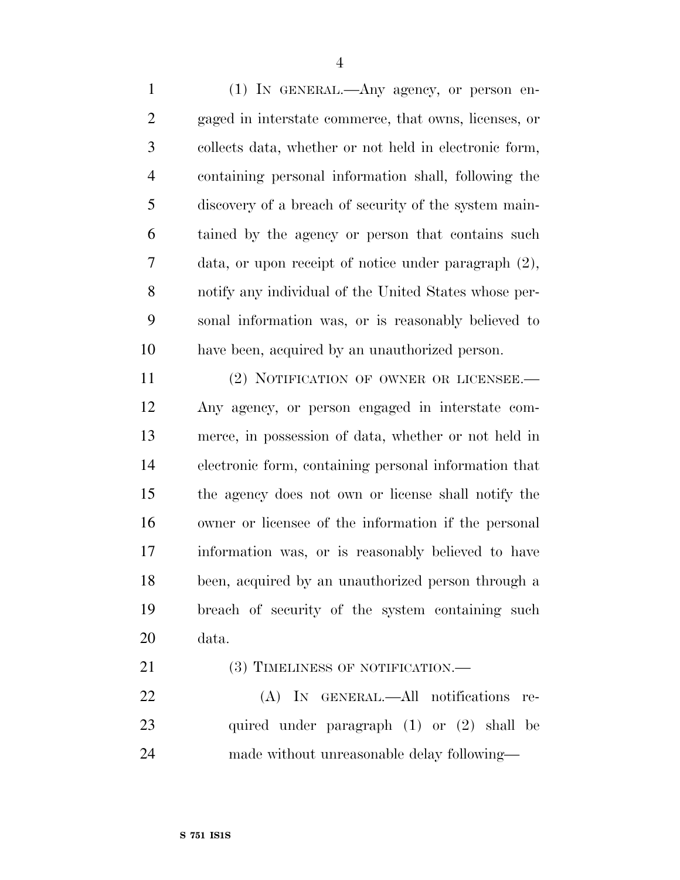(1) IN GENERAL.—Any agency, or person engaged in interstate commerce, that owns, licenses, or collects data, whether or not held in electronic form, containing personal information shall, following the discovery of a breach of security of the system maintained by the agency or person that contains such data, or upon receipt of notice under paragraph (2), notify any individual of the United States whose personal information was, or is reasonably believed to have been, acquired by an unauthorized person.

(2) NOTIFICATION OF OWNER OR LICENSEE.—Any agency, or person engaged in interstate commerce, in possession of data, whether or not held in electronic form, containing personal information that the agency does not own or license shall notify the owner or licensee of the information if the personal information was, or is reasonably believed to have been, acquired by an unauthorized person through a breach of security of the system containing such data.

(3) TIMELINESS OF NOTIFICATION.—

(A) IN GENERAL.—All notifications required under paragraph (1) or (2) shall be made without unreasonable delay following—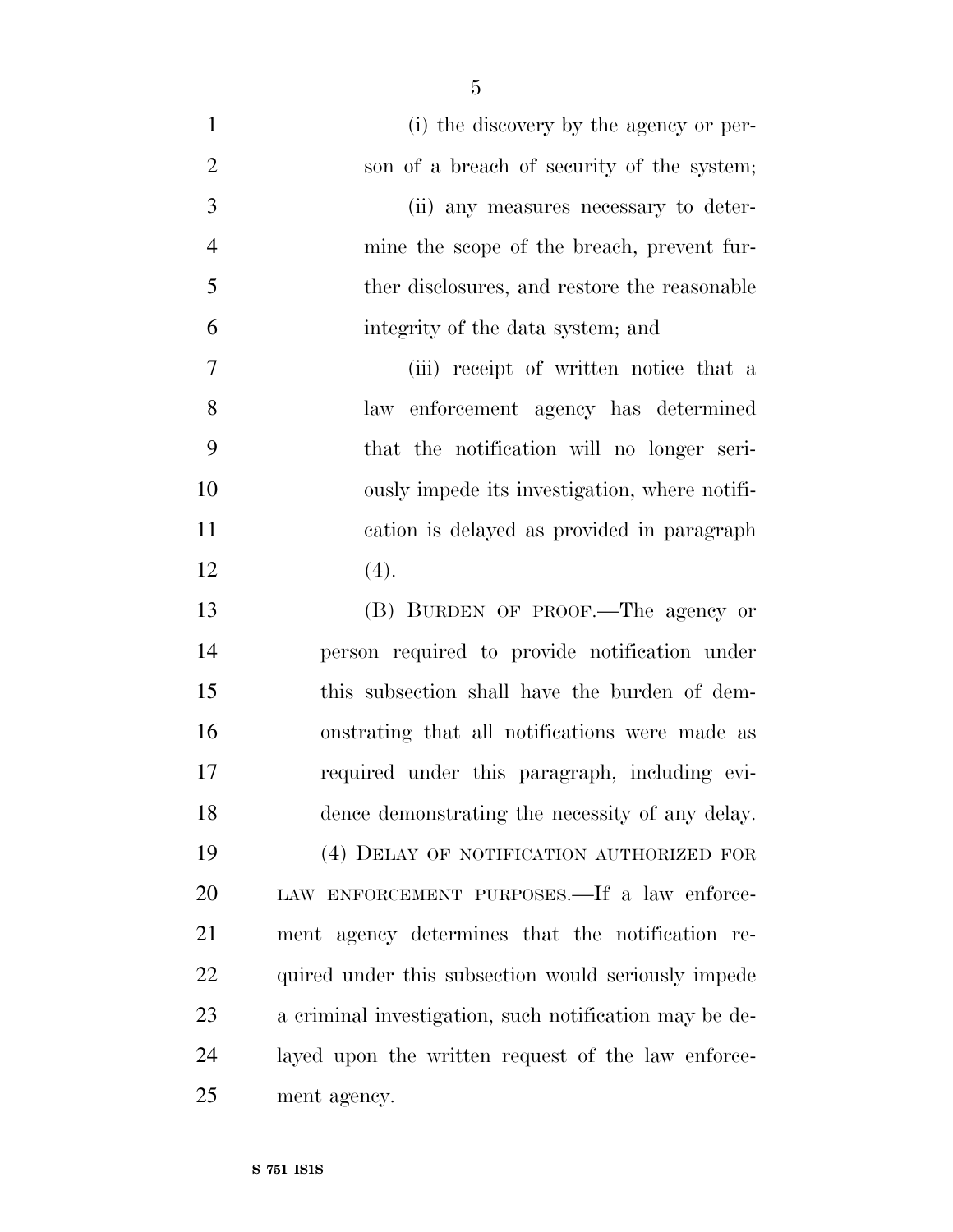(i) the discovery by the agency or person of a breach of security of the system;

(ii) any measures necessary to determine the scope of the breach, prevent further disclosures, and restore the reasonable integrity of the data system; and

(iii) receipt of written notice that a law enforcement agency has determined that the notification will no longer seriously impede its investigation, where notification is delayed as provided in paragraph (4).

(B) BURDEN OF PROOF.—The agency or person required to provide notification under this subsection shall have the burden of demonstrating that all notifications were made as required under this paragraph, including evidence demonstrating the necessity of any delay.

(4) DELAY OF NOTIFICATION AUTHORIZED FOR LAW ENFORCEMENT PURPOSES.—If a law enforcement agency determines that the notification required under this subsection would seriously impede a criminal investigation, such notification may be delayed upon the written request of the law enforcement agency.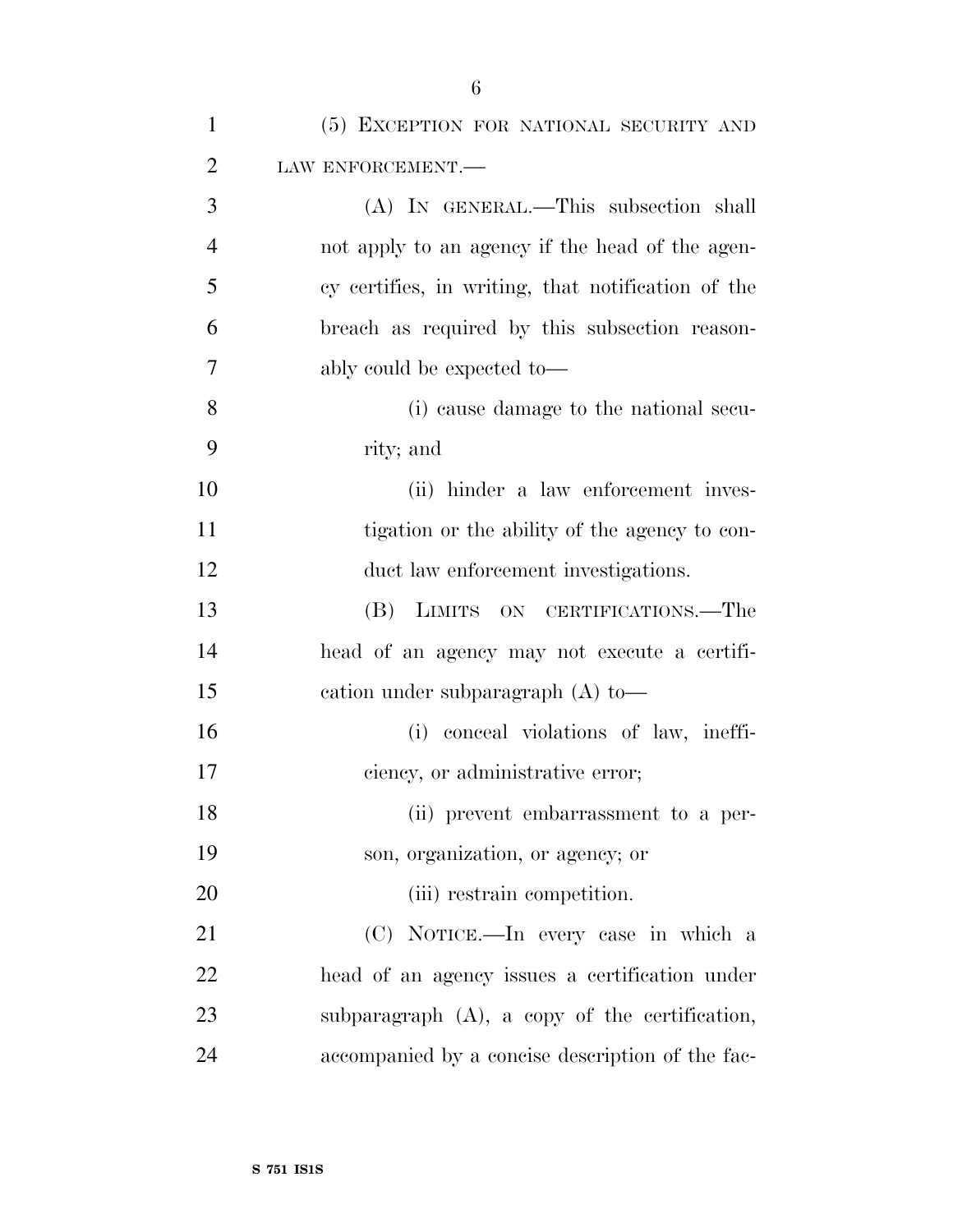(5) Exception for national security and law enforcement.—

(A) In general.—This subsection shall not apply to an agency if the head of the agency certifies, in writing, that notification of the breach as required by this subsection reasonably could be expected to—

(i) cause damage to the national security; and

(ii) hinder a law enforcement investigation or the ability of the agency to conduct law enforcement investigations.

(B) Limits on certifications.—The head of an agency may not execute a certification under subparagraph (A) to—

(i) conceal violations of law, inefficiency, or administrative error;

(ii) prevent embarrassment to a person, organization, or agency; or

(iii) restrain competition.

(C) Notice.—In every case in which a head of an agency issues a certification under subparagraph (A), a copy of the certification, accompanied by a concise description of the fac-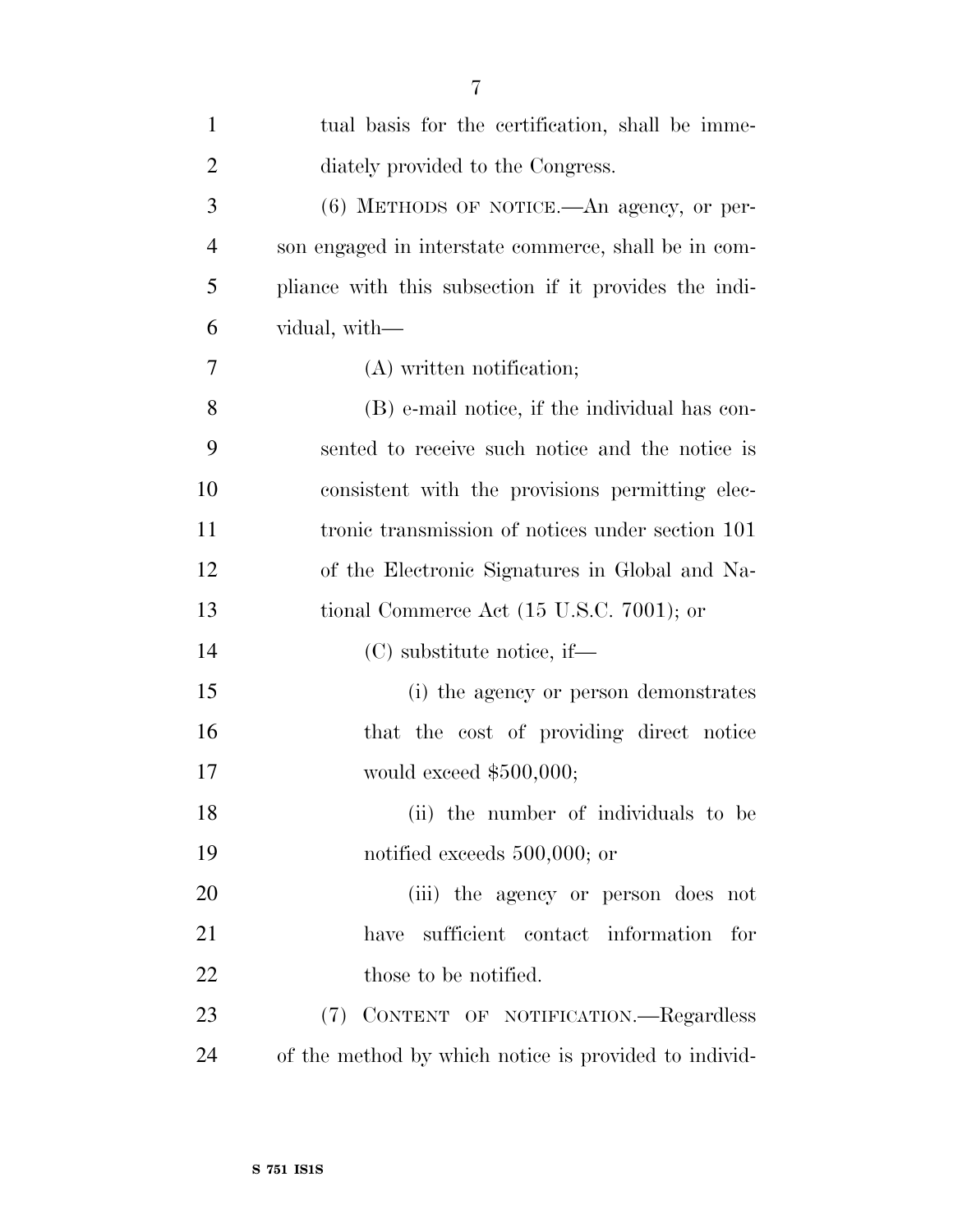tual basis for the certification, shall be immediately provided to the Congress.

(6) METHODS OF NOTICE.—An agency, or person engaged in interstate commerce, shall be in compliance with this subsection if it provides the individual, with—

(A) written notification;

(B) e-mail notice, if the individual has consented to receive such notice and the notice is consistent with the provisions permitting electronic transmission of notices under section 101 of the Electronic Signatures in Global and National Commerce Act (15 U.S.C. 7001); or

(C) substitute notice, if—

(i) the agency or person demonstrates that the cost of providing direct notice would exceed $500,000;

(ii) the number of individuals to be notified exceeds 500,000; or

(iii) the agency or person does not have sufficient contact information for those to be notified.

(7) CONTENT OF NOTIFICATION.—Regardless of the method by which notice is provided to individ-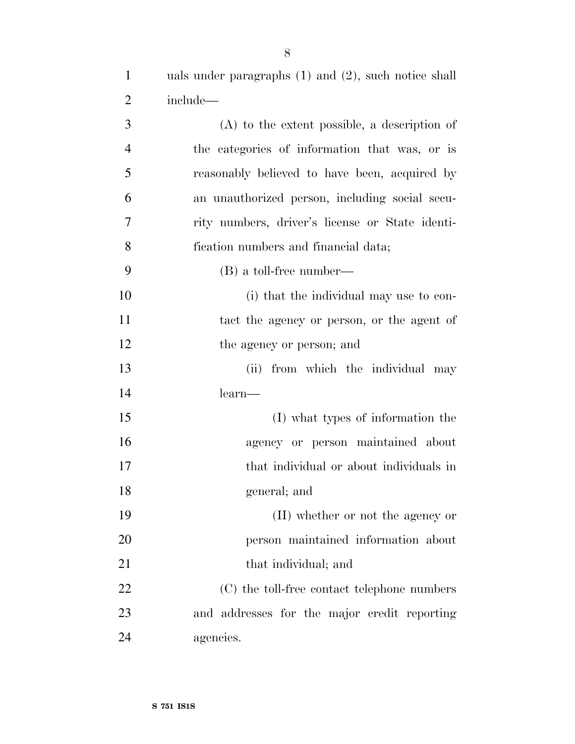uals under paragraphs (1) and (2), such notice shall include—

(A) to the extent possible, a description of the categories of information that was, or is reasonably believed to have been, acquired by an unauthorized person, including social security numbers, driver's license or State identification numbers and financial data;

(B) a toll-free number—

(i) that the individual may use to contact the agency or person, or the agent of the agency or person; and

(ii) from which the individual may learn—

(I) what types of information the agency or person maintained about that individual or about individuals in general; and

(II) whether or not the agency or person maintained information about that individual; and

(C) the toll-free contact telephone numbers and addresses for the major credit reporting agencies.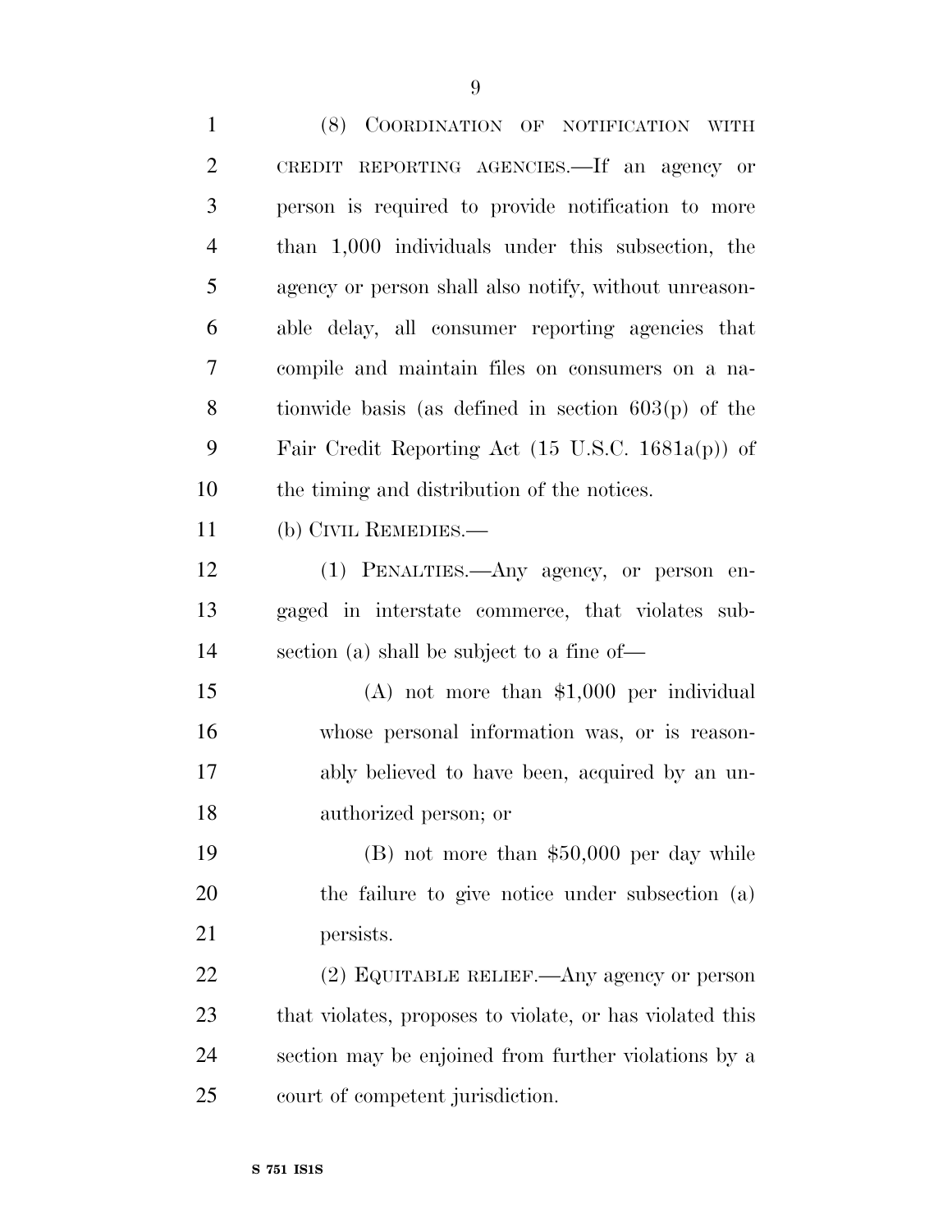(8) COORDINATION OF NOTIFICATION WITH CREDIT REPORTING AGENCIES.—If an agency or person is required to provide notification to more than 1,000 individuals under this subsection, the agency or person shall also notify, without unreasonable delay, all consumer reporting agencies that compile and maintain files on consumers on a nationwide basis (as defined in section 603(p) of the Fair Credit Reporting Act (15 U.S.C. 1681a(p)) of the timing and distribution of the notices.

(b) CIVIL REMEDIES.—

(1) PENALTIES.—Any agency, or person engaged in interstate commerce, that violates subsection (a) shall be subject to a fine of—

(A) not more than $1,000 per individual whose personal information was, or is reasonably believed to have been, acquired by an unauthorized person; or

(B) not more than $50,000 per day while the failure to give notice under subsection (a) persists.

(2) EQUITABLE RELIEF.—Any agency or person that violates, proposes to violate, or has violated this section may be enjoined from further violations by a court of competent jurisdiction.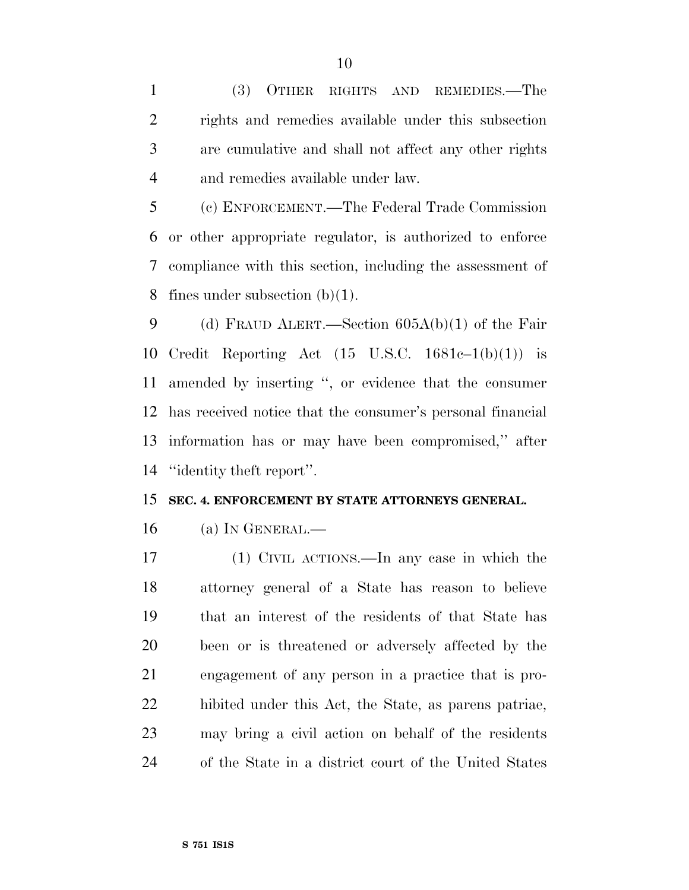(3) OTHER RIGHTS AND REMEDIES.—The rights and remedies available under this subsection are cumulative and shall not affect any other rights and remedies available under law.

(c) ENFORCEMENT.—The Federal Trade Commission or other appropriate regulator, is authorized to enforce compliance with this section, including the assessment of fines under subsection (b)(1).

(d) FRAUD ALERT.—Section 605A(b)(1) of the Fair Credit Reporting Act (15 U.S.C. 1681c–1(b)(1)) is amended by inserting '', or evidence that the consumer has received notice that the consumer's personal financial information has or may have been compromised,'' after ''identity theft report''.

**SEC. 4. ENFORCEMENT BY STATE ATTORNEYS GENERAL.**

(a) IN GENERAL.—

(1) CIVIL ACTIONS.—In any case in which the attorney general of a State has reason to believe that an interest of the residents of that State has been or is threatened or adversely affected by the engagement of any person in a practice that is prohibited under this Act, the State, as parens patriae, may bring a civil action on behalf of the residents of the State in a district court of the United States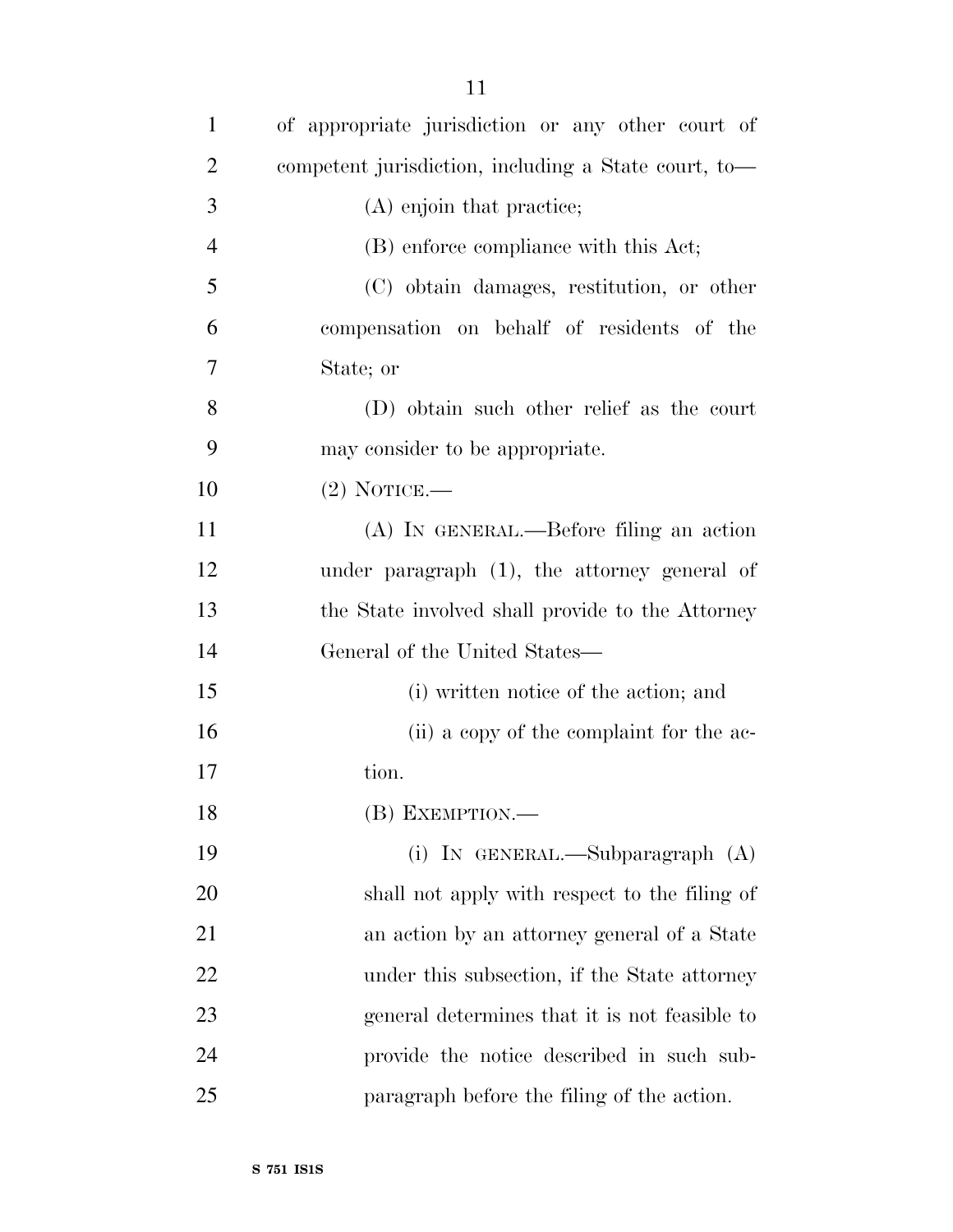of appropriate jurisdiction or any other court of competent jurisdiction, including a State court, to—

(A) enjoin that practice;

(B) enforce compliance with this Act;

(C) obtain damages, restitution, or other compensation on behalf of residents of the State; or

(D) obtain such other relief as the court may consider to be appropriate.

(2) NOTICE.—

(A) IN GENERAL.—Before filing an action under paragraph (1), the attorney general of the State involved shall provide to the Attorney General of the United States—

(i) written notice of the action; and

(ii) a copy of the complaint for the action.

(B) EXEMPTION.—

(i) IN GENERAL.—Subparagraph (A) shall not apply with respect to the filing of an action by an attorney general of a State under this subsection, if the State attorney general determines that it is not feasible to provide the notice described in such subparagraph before the filing of the action.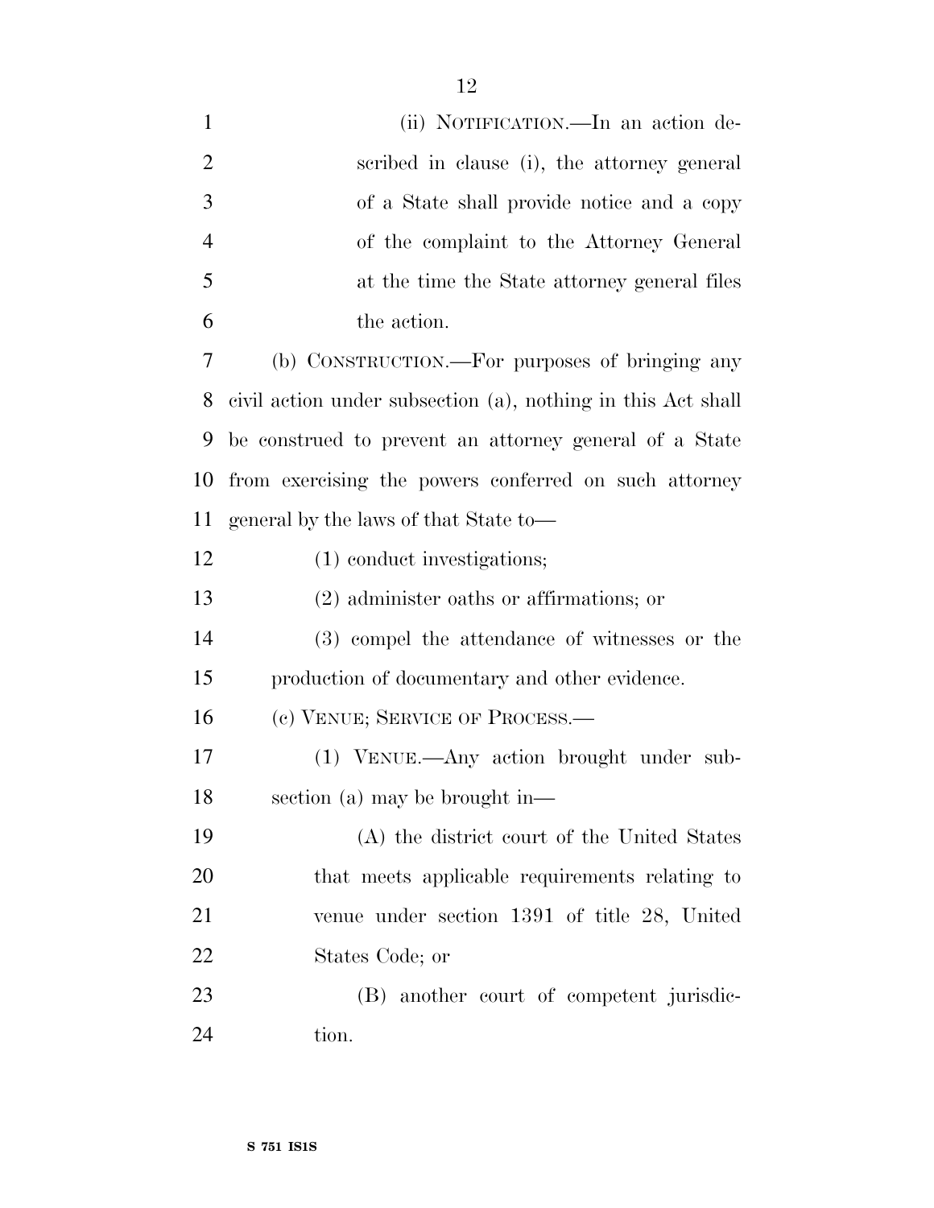(ii) NOTIFICATION.—In an action described in clause (i), the attorney general of a State shall provide notice and a copy of the complaint to the Attorney General at the time the State attorney general files the action.

(b) CONSTRUCTION.—For purposes of bringing any civil action under subsection (a), nothing in this Act shall be construed to prevent an attorney general of a State from exercising the powers conferred on such attorney general by the laws of that State to—

(1) conduct investigations;

(2) administer oaths or affirmations; or

(3) compel the attendance of witnesses or the production of documentary and other evidence.

(c) VENUE; SERVICE OF PROCESS.—

(1) VENUE.—Any action brought under subsection (a) may be brought in—

(A) the district court of the United States that meets applicable requirements relating to venue under section 1391 of title 28, United States Code; or

(B) another court of competent jurisdiction.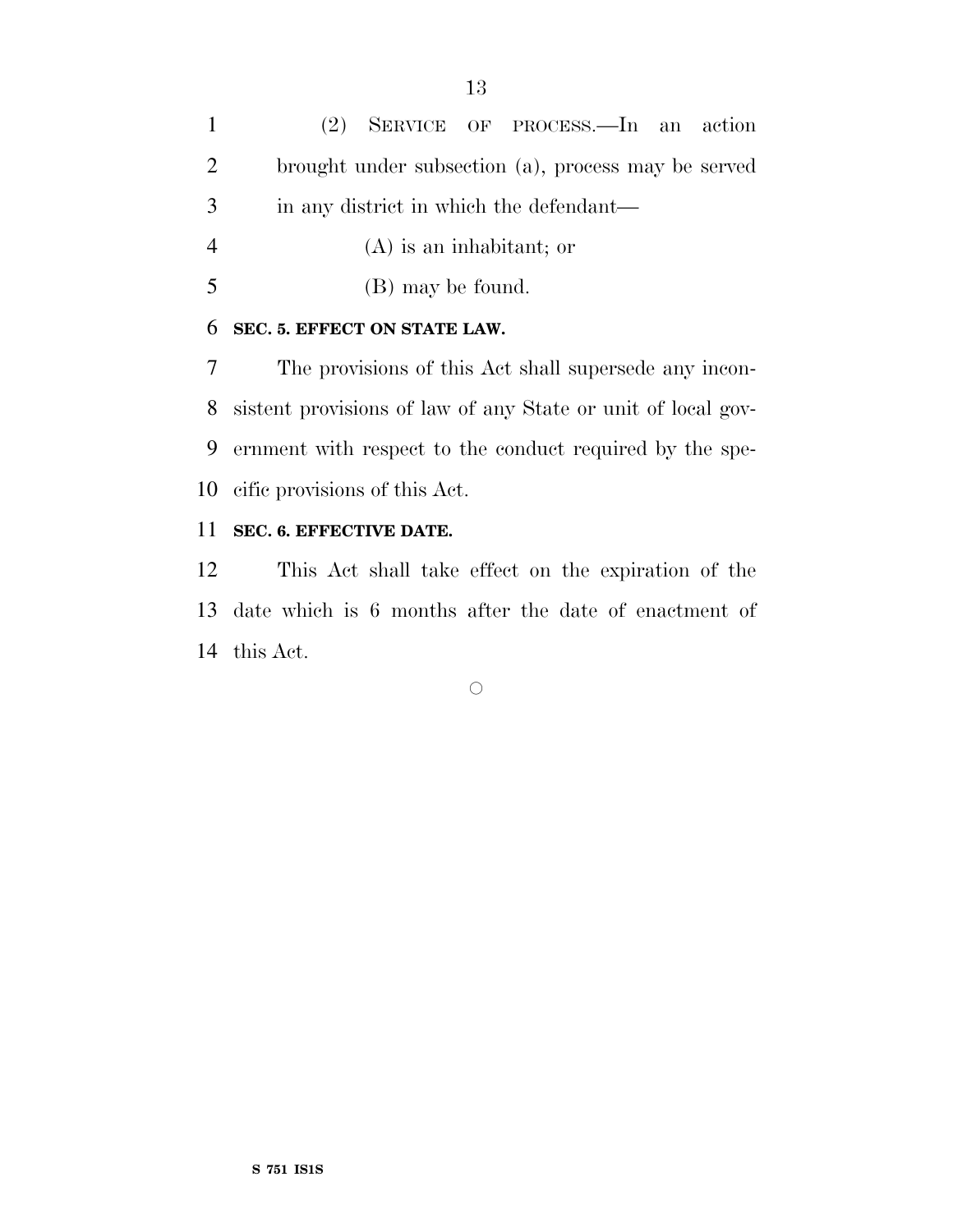(2) SERVICE OF PROCESS.—In an action brought under subsection (a), process may be served in any district in which the defendant—

(A) is an inhabitant; or

(B) may be found.

## SEC. 5. EFFECT ON STATE LAW.

The provisions of this Act shall supersede any inconsistent provisions of law of any State or unit of local government with respect to the conduct required by the specific provisions of this Act.

## SEC. 6. EFFECTIVE DATE.

This Act shall take effect on the expiration of the date which is 6 months after the date of enactment of this Act.

○